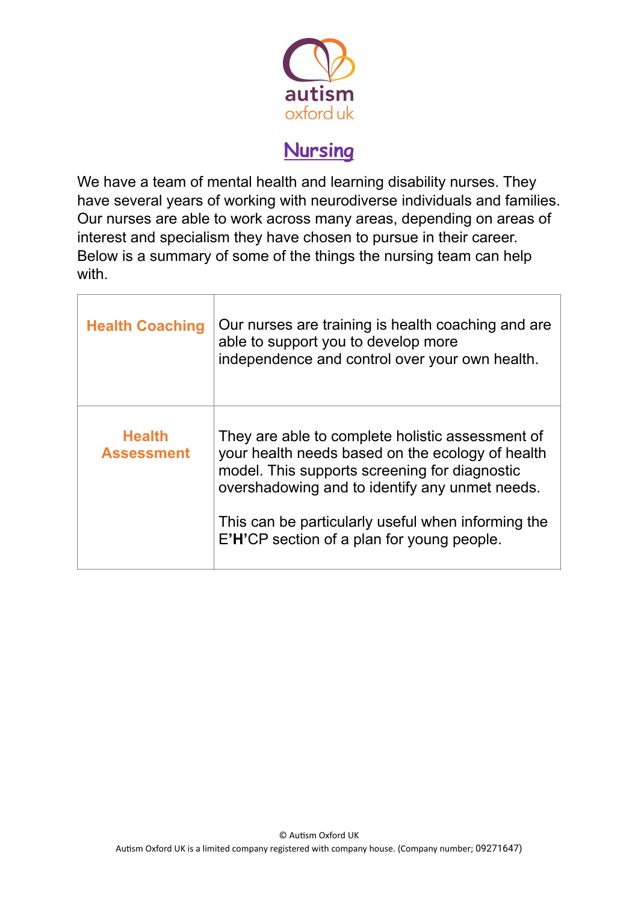autism
oxford uk

# Nursing

We have a team of mental health and learning disability nurses. They have several years of working with neurodiverse individuals and families. Our nurses are able to work across many areas, depending on areas of interest and specialism they have chosen to pursue in their career. Below is a summary of some of the things the nursing team can help with.

| | |
|---|---|
| **Health Coaching** | Our nurses are training is health coaching and are able to support you to develop more independence and control over your own health. |
| **Health Assessment** | They are able to complete holistic assessment of your health needs based on the ecology of health model. This supports screening for diagnostic overshadowing and to identify any unmet needs.<br><br>This can be particularly useful when informing the E**'H'**CP section of a plan for young people. |

© Autism Oxford UK
Autism Oxford UK is a limited company registered with company house. (Company number; 09271647)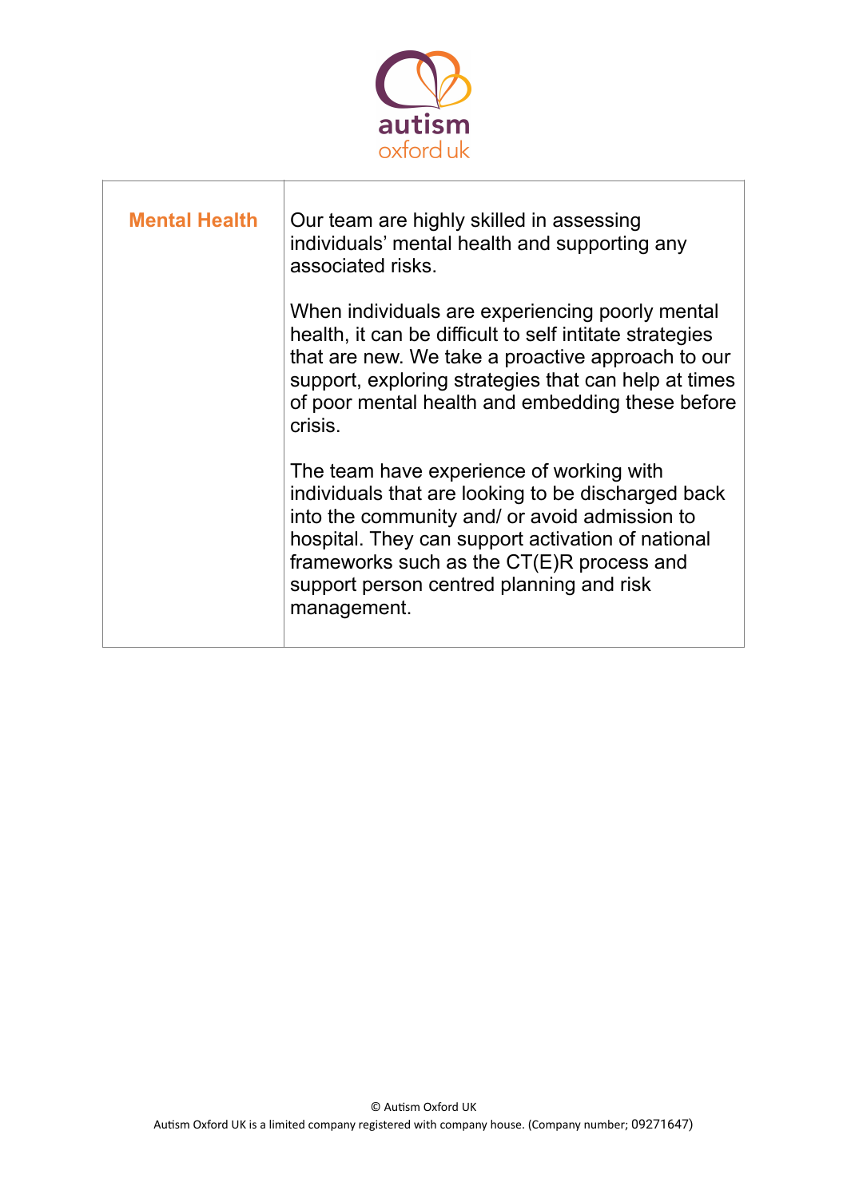| Mental Health | Our team are highly skilled in assessing individuals' mental health and supporting any associated risks.<br><br>When individuals are experiencing poorly mental health, it can be difficult to self intitate strategies that are new. We take a proactive approach to our support, exploring strategies that can help at times of poor mental health and embedding these before crisis.<br><br>The team have experience of working with individuals that are looking to be discharged back into the community and/ or avoid admission to hospital. They can support activation of national frameworks such as the CT(E)R process and support person centred planning and risk management. |
|---|---|

© Autism Oxford UK
Autism Oxford UK is a limited company registered with company house. (Company number; 09271647)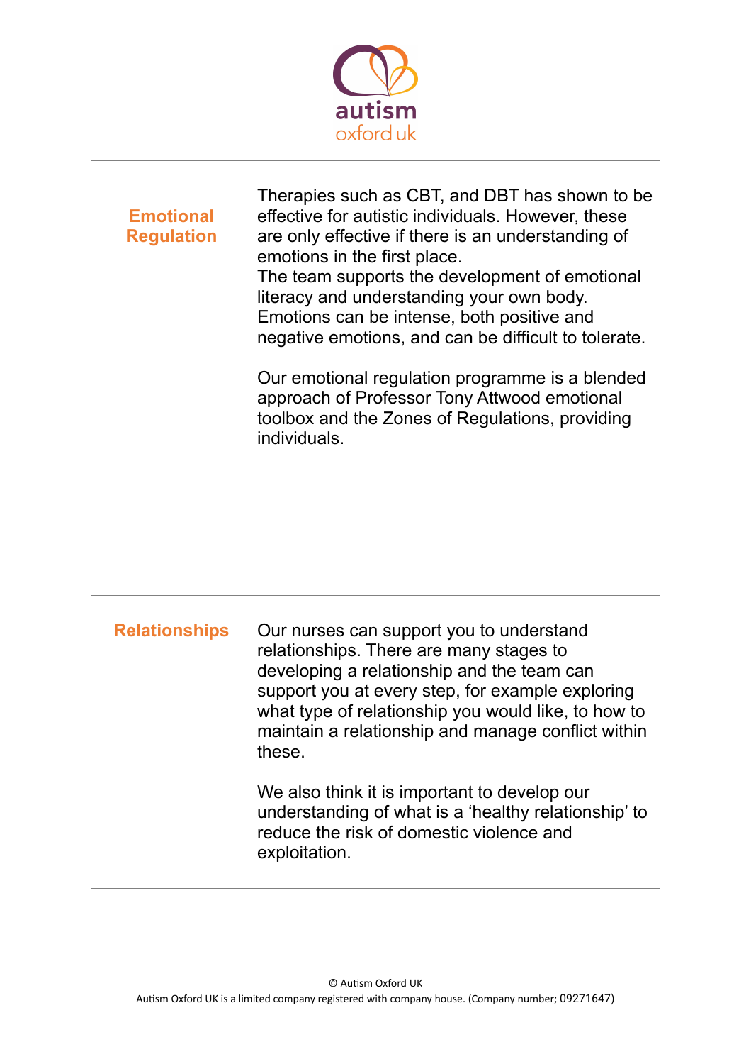| | |
|---|---|
| **Emotional Regulation** | Therapies such as CBT, and DBT has shown to be effective for autistic individuals. However, these are only effective if there is an understanding of emotions in the first place.<br>The team supports the development of emotional literacy and understanding your own body. Emotions can be intense, both positive and negative emotions, and can be difficult to tolerate.<br><br>Our emotional regulation programme is a blended approach of Professor Tony Attwood emotional toolbox and the Zones of Regulations, providing individuals. |
| **Relationships** | Our nurses can support you to understand relationships. There are many stages to developing a relationship and the team can support you at every step, for example exploring what type of relationship you would like, to how to maintain a relationship and manage conflict within these.<br><br>We also think it is important to develop our understanding of what is a 'healthy relationship' to reduce the risk of domestic violence and exploitation. |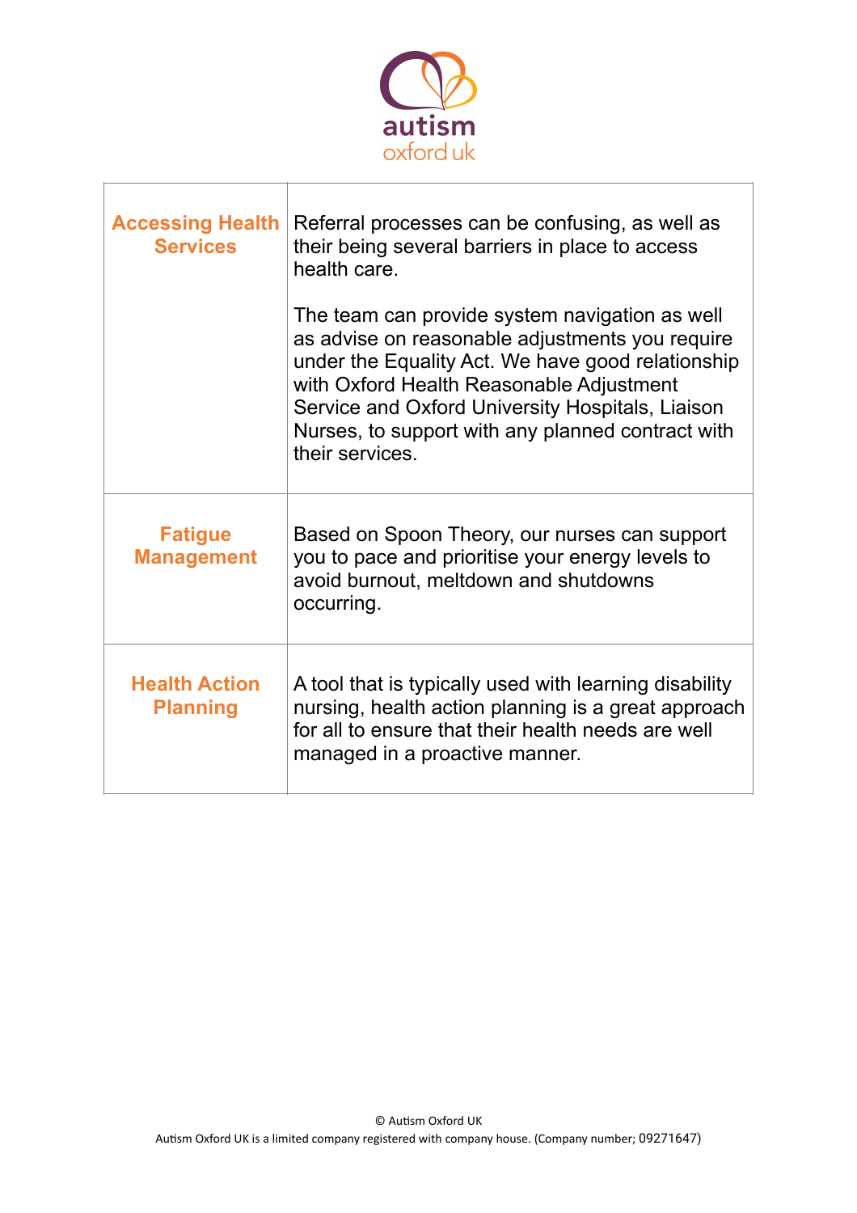| | |
|---|---|
| **Accessing Health Services** | Referral processes can be confusing, as well as their being several barriers in place to access health care.<br><br>The team can provide system navigation as well as advise on reasonable adjustments you require under the Equality Act. We have good relationship with Oxford Health Reasonable Adjustment Service and Oxford University Hospitals, Liaison Nurses, to support with any planned contract with their services. |
| **Fatigue Management** | Based on Spoon Theory, our nurses can support you to pace and prioritise your energy levels to avoid burnout, meltdown and shutdowns occurring. |
| **Health Action Planning** | A tool that is typically used with learning disability nursing, health action planning is a great approach for all to ensure that their health needs are well managed in a proactive manner. |